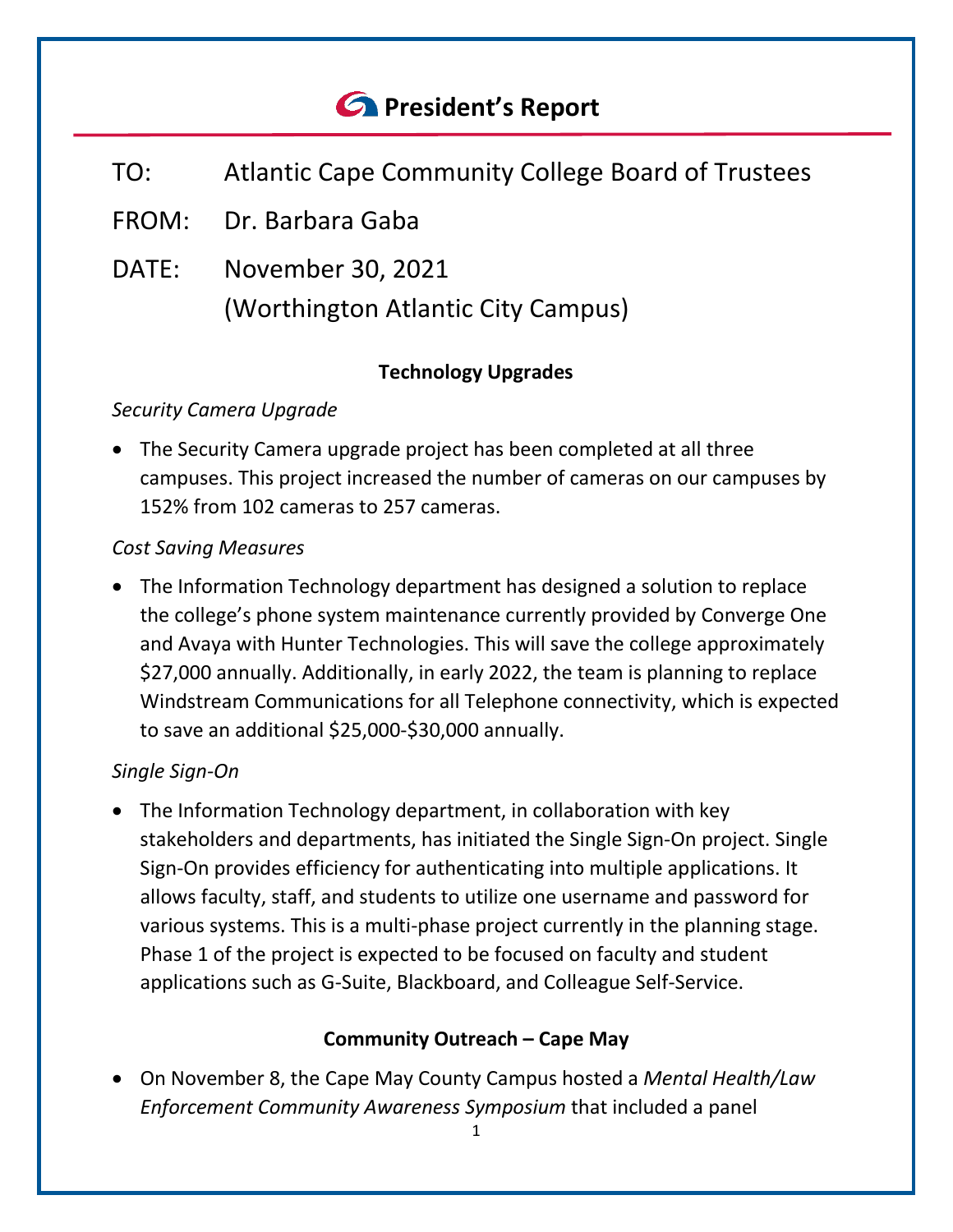# President's Report

TO: Atlantic Cape Community College Board of Trustees

FROM: Dr. Barbara Gaba

DATE: November 30, 2021
(Worthington Atlantic City Campus)

## Technology Upgrades

*Security Camera Upgrade*

- The Security Camera upgrade project has been completed at all three campuses. This project increased the number of cameras on our campuses by 152% from 102 cameras to 257 cameras.

*Cost Saving Measures*

- The Information Technology department has designed a solution to replace the college's phone system maintenance currently provided by Converge One and Avaya with Hunter Technologies. This will save the college approximately $27,000 annually. Additionally, in early 2022, the team is planning to replace Windstream Communications for all Telephone connectivity, which is expected to save an additional $25,000-$30,000 annually.

*Single Sign-On*

- The Information Technology department, in collaboration with key stakeholders and departments, has initiated the Single Sign-On project. Single Sign-On provides efficiency for authenticating into multiple applications. It allows faculty, staff, and students to utilize one username and password for various systems. This is a multi-phase project currently in the planning stage. Phase 1 of the project is expected to be focused on faculty and student applications such as G-Suite, Blackboard, and Colleague Self-Service.

## Community Outreach – Cape May

- On November 8, the Cape May County Campus hosted a *Mental Health/Law Enforcement Community Awareness Symposium* that included a panel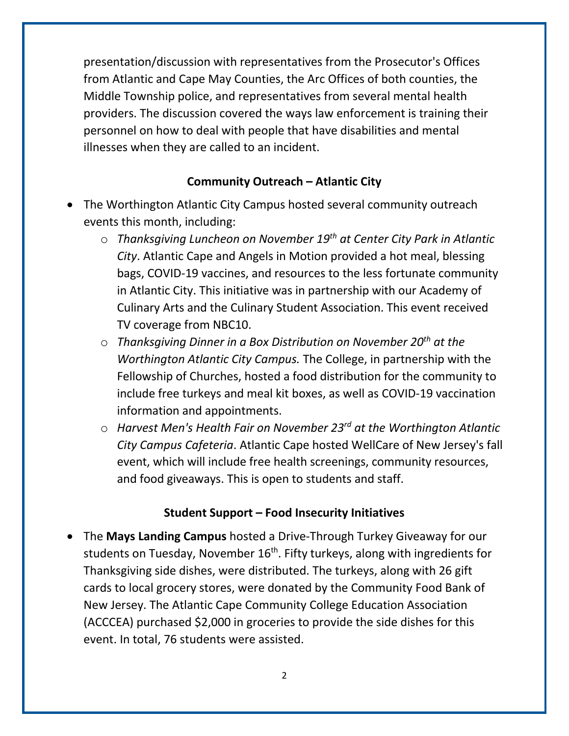presentation/discussion with representatives from the Prosecutor's Offices from Atlantic and Cape May Counties, the Arc Offices of both counties, the Middle Township police, and representatives from several mental health providers. The discussion covered the ways law enforcement is training their personnel on how to deal with people that have disabilities and mental illnesses when they are called to an incident.

**Community Outreach – Atlantic City**

- The Worthington Atlantic City Campus hosted several community outreach events this month, including:
  - *Thanksgiving Luncheon on November 19th at Center City Park in Atlantic City*. Atlantic Cape and Angels in Motion provided a hot meal, blessing bags, COVID-19 vaccines, and resources to the less fortunate community in Atlantic City. This initiative was in partnership with our Academy of Culinary Arts and the Culinary Student Association. This event received TV coverage from NBC10.
  - *Thanksgiving Dinner in a Box Distribution on November 20th at the Worthington Atlantic City Campus.* The College, in partnership with the Fellowship of Churches, hosted a food distribution for the community to include free turkeys and meal kit boxes, as well as COVID-19 vaccination information and appointments.
  - *Harvest Men's Health Fair on November 23rd at the Worthington Atlantic City Campus Cafeteria*. Atlantic Cape hosted WellCare of New Jersey's fall event, which will include free health screenings, community resources, and food giveaways. This is open to students and staff.

**Student Support – Food Insecurity Initiatives**

- The **Mays Landing Campus** hosted a Drive-Through Turkey Giveaway for our students on Tuesday, November 16th. Fifty turkeys, along with ingredients for Thanksgiving side dishes, were distributed. The turkeys, along with 26 gift cards to local grocery stores, were donated by the Community Food Bank of New Jersey. The Atlantic Cape Community College Education Association (ACCCEA) purchased $2,000 in groceries to provide the side dishes for this event. In total, 76 students were assisted.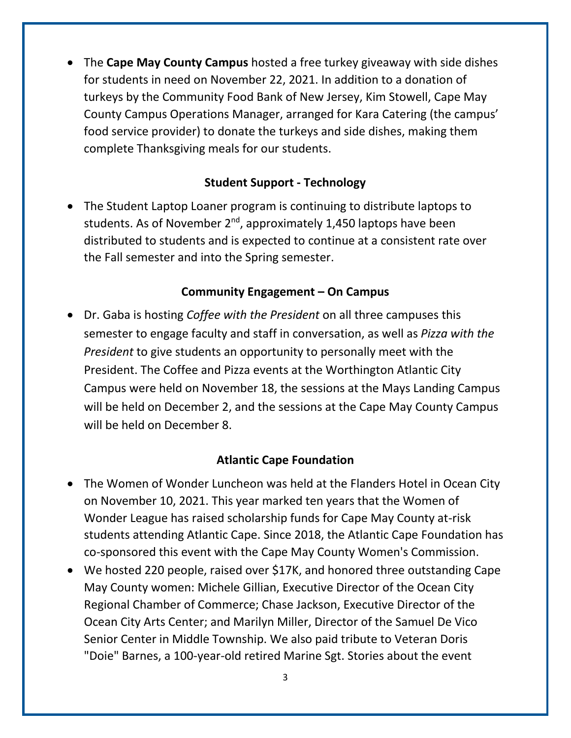- The **Cape May County Campus** hosted a free turkey giveaway with side dishes for students in need on November 22, 2021. In addition to a donation of turkeys by the Community Food Bank of New Jersey, Kim Stowell, Cape May County Campus Operations Manager, arranged for Kara Catering (the campus' food service provider) to donate the turkeys and side dishes, making them complete Thanksgiving meals for our students.

**Student Support - Technology**

- The Student Laptop Loaner program is continuing to distribute laptops to students. As of November 2nd, approximately 1,450 laptops have been distributed to students and is expected to continue at a consistent rate over the Fall semester and into the Spring semester.

**Community Engagement – On Campus**

- Dr. Gaba is hosting *Coffee with the President* on all three campuses this semester to engage faculty and staff in conversation, as well as *Pizza with the President* to give students an opportunity to personally meet with the President. The Coffee and Pizza events at the Worthington Atlantic City Campus were held on November 18, the sessions at the Mays Landing Campus will be held on December 2, and the sessions at the Cape May County Campus will be held on December 8.

**Atlantic Cape Foundation**

- The Women of Wonder Luncheon was held at the Flanders Hotel in Ocean City on November 10, 2021. This year marked ten years that the Women of Wonder League has raised scholarship funds for Cape May County at-risk students attending Atlantic Cape. Since 2018, the Atlantic Cape Foundation has co-sponsored this event with the Cape May County Women's Commission.
- We hosted 220 people, raised over $17K, and honored three outstanding Cape May County women: Michele Gillian, Executive Director of the Ocean City Regional Chamber of Commerce; Chase Jackson, Executive Director of the Ocean City Arts Center; and Marilyn Miller, Director of the Samuel De Vico Senior Center in Middle Township. We also paid tribute to Veteran Doris "Doie" Barnes, a 100-year-old retired Marine Sgt. Stories about the event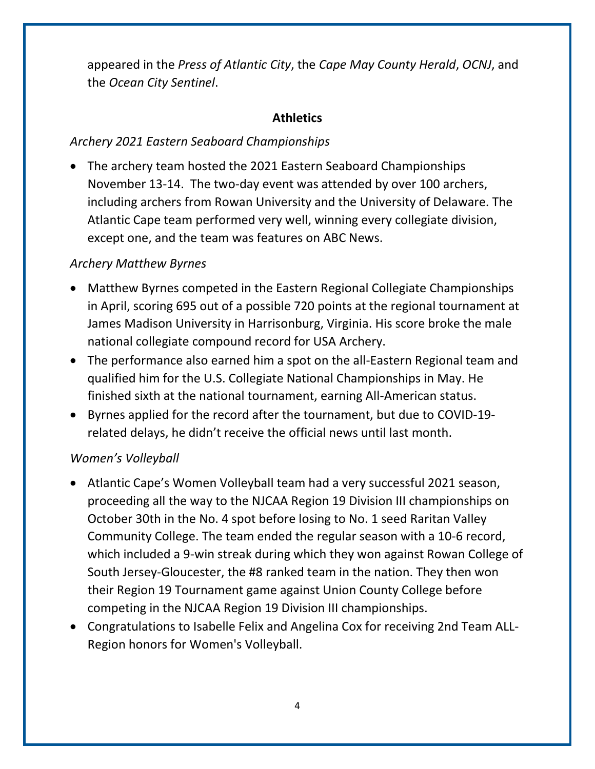appeared in the *Press of Atlantic City*, the *Cape May County Herald*, *OCNJ*, and the *Ocean City Sentinel*.

## Athletics

*Archery 2021 Eastern Seaboard Championships*

- The archery team hosted the 2021 Eastern Seaboard Championships November 13-14. The two-day event was attended by over 100 archers, including archers from Rowan University and the University of Delaware. The Atlantic Cape team performed very well, winning every collegiate division, except one, and the team was features on ABC News.

*Archery Matthew Byrnes*

- Matthew Byrnes competed in the Eastern Regional Collegiate Championships in April, scoring 695 out of a possible 720 points at the regional tournament at James Madison University in Harrisonburg, Virginia. His score broke the male national collegiate compound record for USA Archery.
- The performance also earned him a spot on the all-Eastern Regional team and qualified him for the U.S. Collegiate National Championships in May. He finished sixth at the national tournament, earning All-American status.
- Byrnes applied for the record after the tournament, but due to COVID-19-related delays, he didn't receive the official news until last month.

*Women's Volleyball*

- Atlantic Cape's Women Volleyball team had a very successful 2021 season, proceeding all the way to the NJCAA Region 19 Division III championships on October 30th in the No. 4 spot before losing to No. 1 seed Raritan Valley Community College. The team ended the regular season with a 10-6 record, which included a 9-win streak during which they won against Rowan College of South Jersey-Gloucester, the #8 ranked team in the nation. They then won their Region 19 Tournament game against Union County College before competing in the NJCAA Region 19 Division III championships.
- Congratulations to Isabelle Felix and Angelina Cox for receiving 2nd Team ALL-Region honors for Women's Volleyball.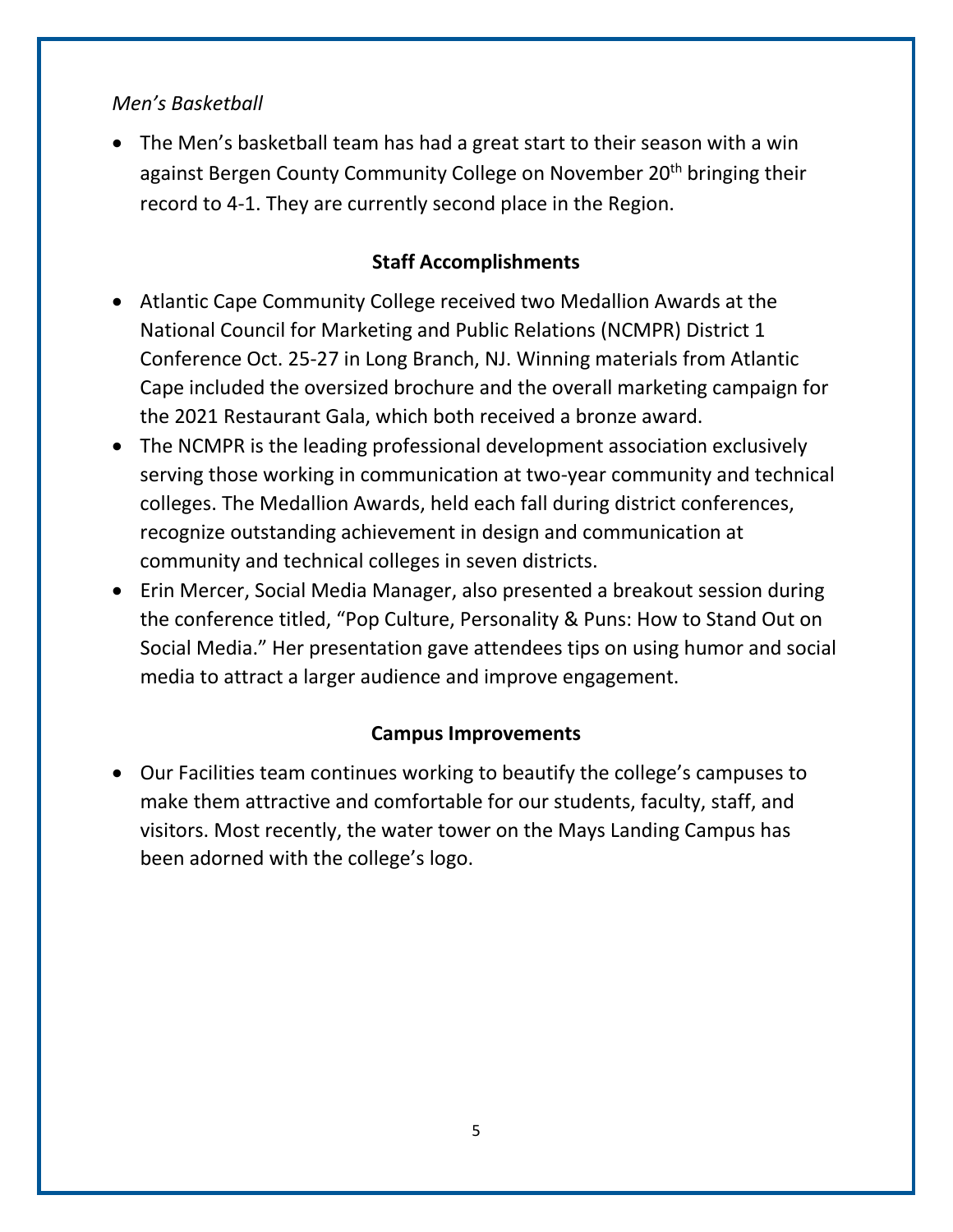*Men's Basketball*

- The Men's basketball team has had a great start to their season with a win against Bergen County Community College on November 20th bringing their record to 4-1. They are currently second place in the Region.

## Staff Accomplishments

- Atlantic Cape Community College received two Medallion Awards at the National Council for Marketing and Public Relations (NCMPR) District 1 Conference Oct. 25-27 in Long Branch, NJ. Winning materials from Atlantic Cape included the oversized brochure and the overall marketing campaign for the 2021 Restaurant Gala, which both received a bronze award.
- The NCMPR is the leading professional development association exclusively serving those working in communication at two-year community and technical colleges. The Medallion Awards, held each fall during district conferences, recognize outstanding achievement in design and communication at community and technical colleges in seven districts.
- Erin Mercer, Social Media Manager, also presented a breakout session during the conference titled, "Pop Culture, Personality & Puns: How to Stand Out on Social Media." Her presentation gave attendees tips on using humor and social media to attract a larger audience and improve engagement.

## Campus Improvements

- Our Facilities team continues working to beautify the college's campuses to make them attractive and comfortable for our students, faculty, staff, and visitors. Most recently, the water tower on the Mays Landing Campus has been adorned with the college's logo.